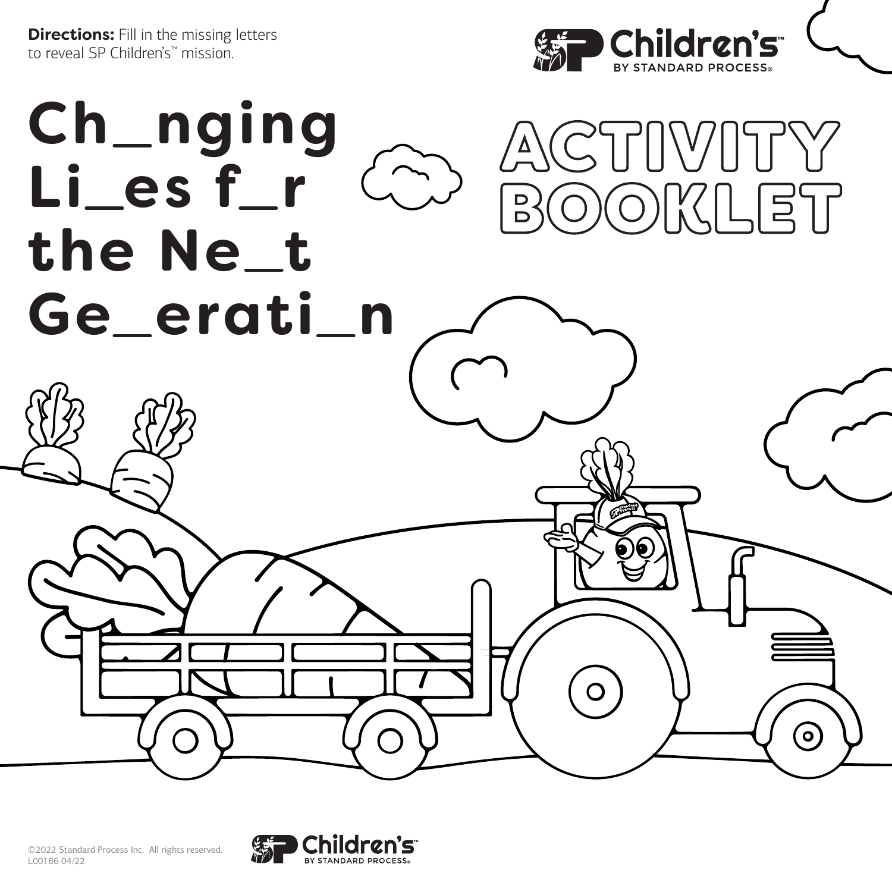**Directions:** Fill in the missing letters to reveal SP Children's™ mission.

Children's™ BY STANDARD PROCESS®

# Ch_nging Li_es f_r the Ne_t Ge_erati_n

# ACTIVITY BOOKLET

©2022 Standard Process Inc. All rights reserved.
L00186 04/22

Children's™ BY STANDARD PROCESS®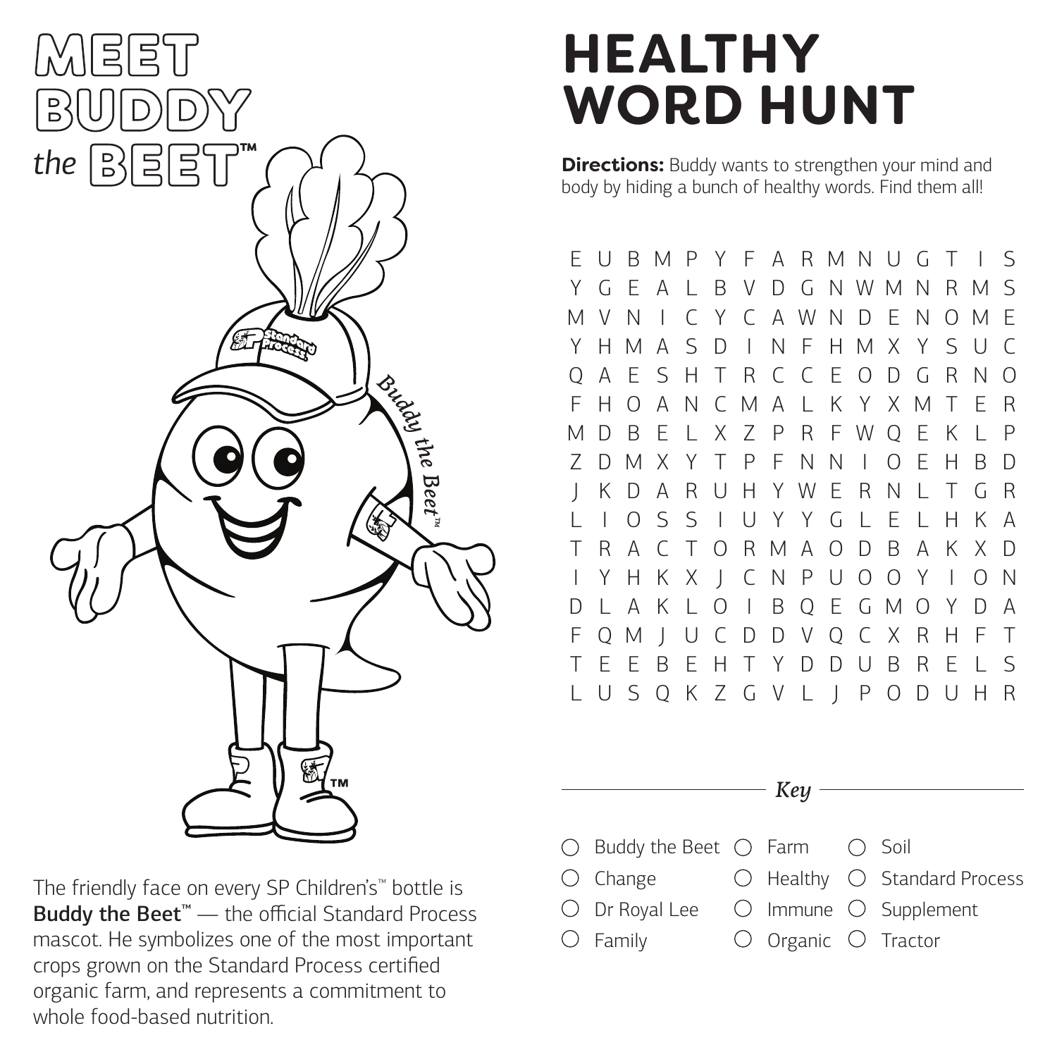# MEET BUDDY the BEET™

The friendly face on every SP Children's™ bottle is **Buddy the Beet**™ — the official Standard Process mascot. He symbolizes one of the most important crops grown on the Standard Process certified organic farm, and represents a commitment to whole food-based nutrition.

# HEALTHY WORD HUNT

**Directions:** Buddy wants to strengthen your mind and body by hiding a bunch of healthy words. Find them all!

```
E U B M P Y F A R M N U G T I S
Y G E A L B V D G N W M N R M S
M V N I C Y C A W N D E N O M E
Y H M A S D I N F H M X Y S U C
Q A E S H T R C C E O D G R N O
F H O A N C M A L K Y X M T E R
M D B E L X Z P R F W Q E K L P
Z D M X Y T P F N N I O E H B D
J K D A R U H Y W E R N L T G R
L I O S S I U Y Y G L E L H K A
T R A C T O R M A O D B A K X D
I Y H K X J C N P U O O Y I O N
D L A K L O I B Q E G M O Y D A
F Q M J U C D D V Q C X R H F T
T E E B E H T Y D D U B R E L S
L U S Q K Z G V L J P O D U H R
```

*Key*

- ○ Buddy the Beet
- ○ Change
- ○ Dr Royal Lee
- ○ Family
- ○ Farm
- ○ Healthy
- ○ Immune
- ○ Organic
- ○ Soil
- ○ Standard Process
- ○ Supplement
- ○ Tractor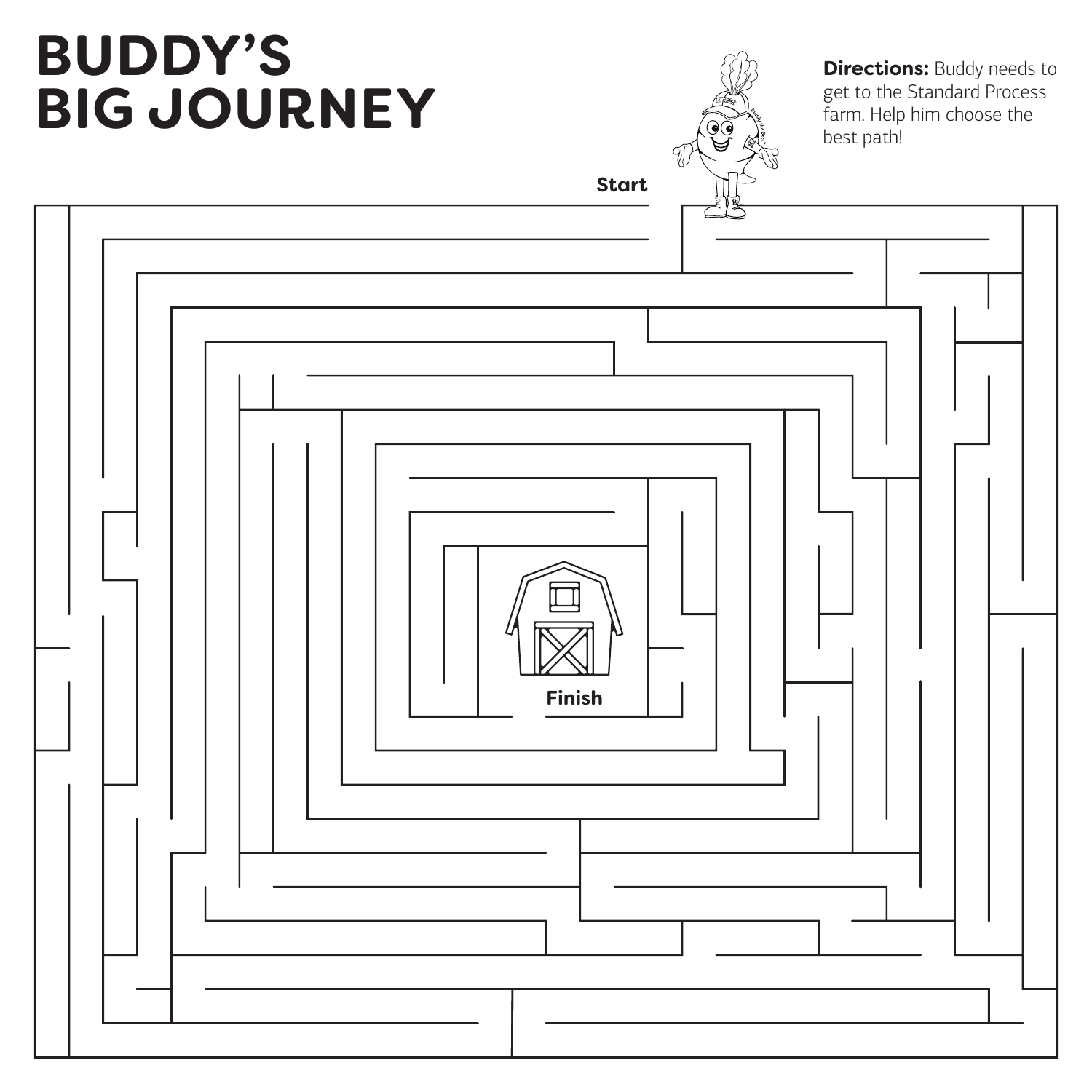# BUDDY'S BIG JOURNEY

**Directions:** Buddy needs to get to the Standard Process farm. Help him choose the best path!

Start

Finish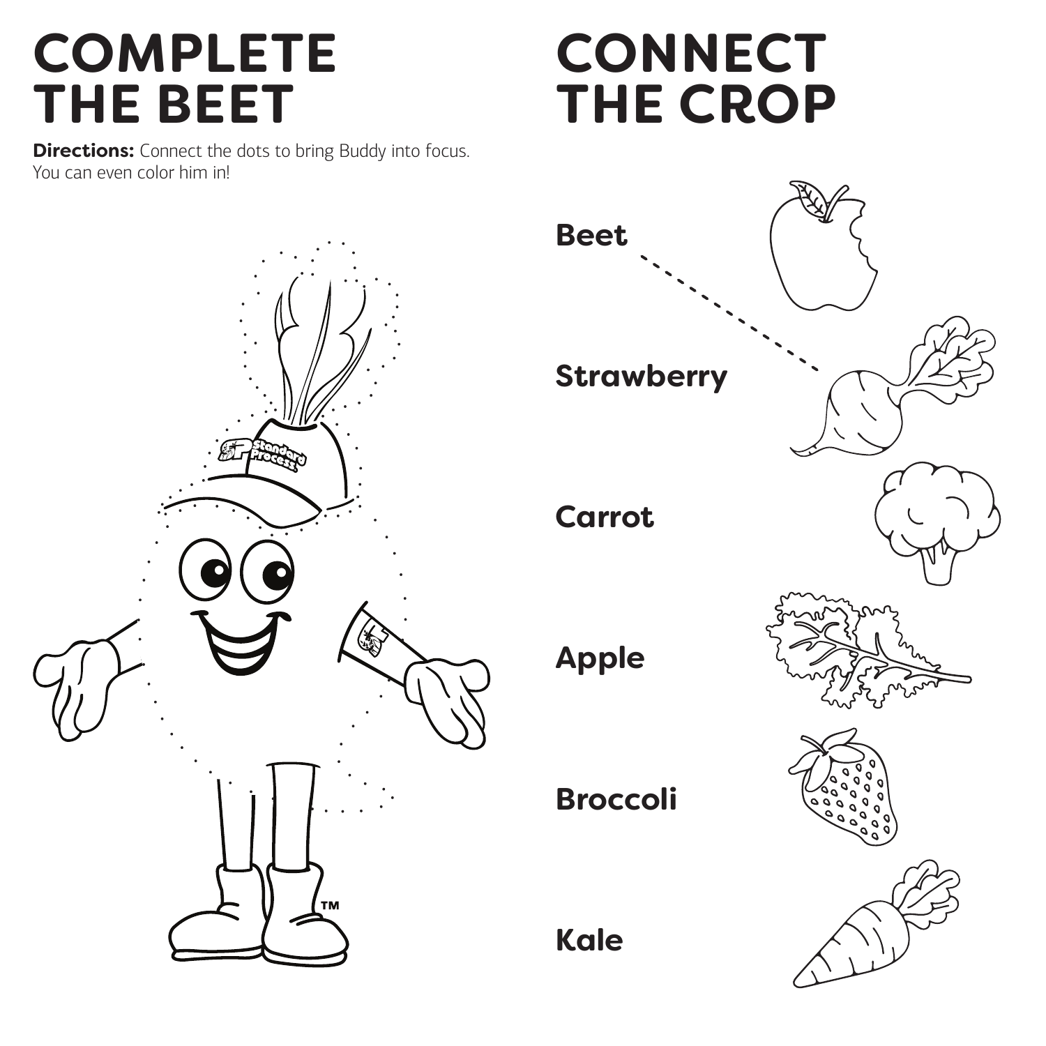# COMPLETE THE BEET

**Directions:** Connect the dots to bring Buddy into focus. You can even color him in!

Standard Process

™

# CONNECT THE CROP

**Beet**

**Strawberry**

**Carrot**

**Apple**

**Broccoli**

**Kale**